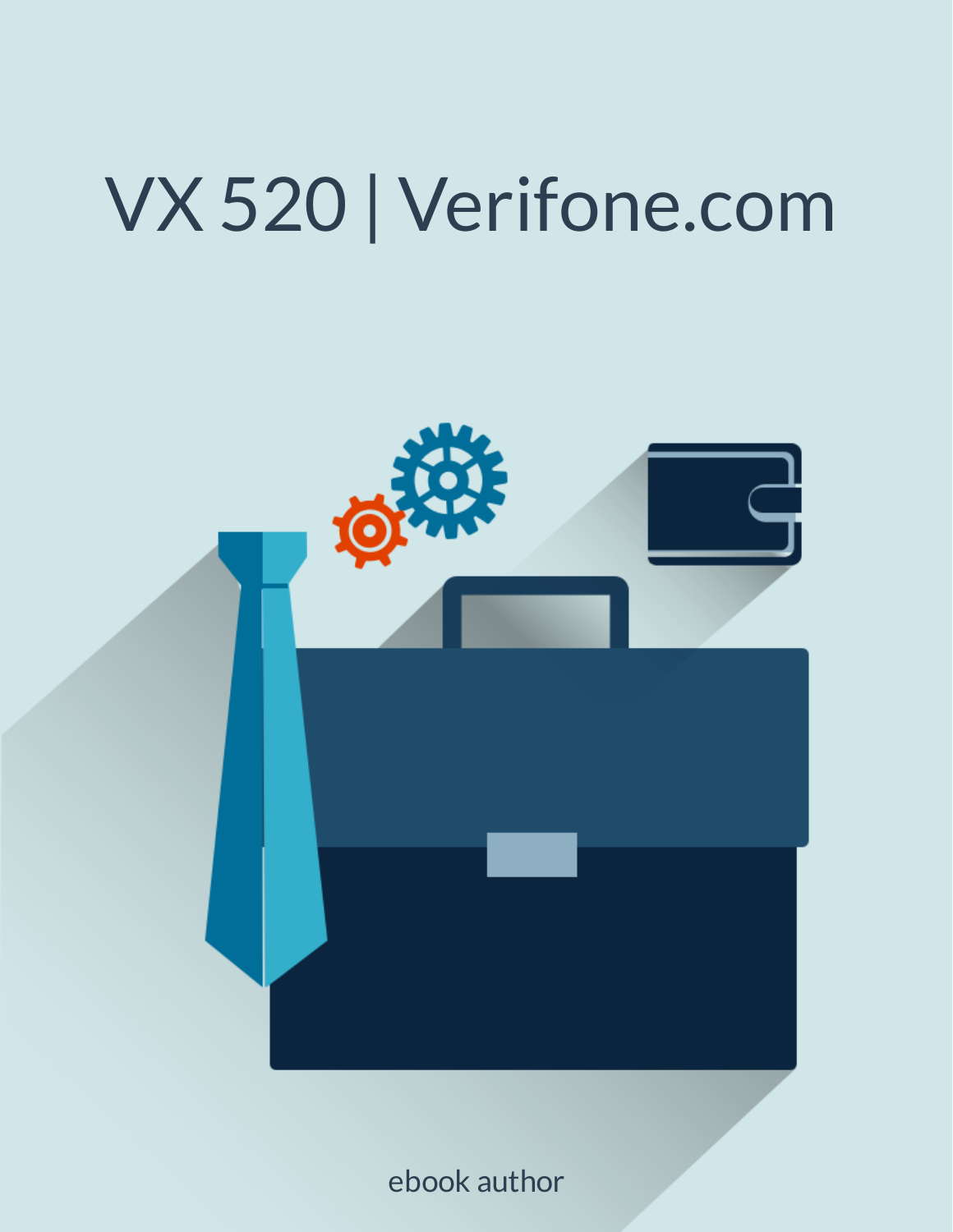# VX 520 | Verifone.com

ebook author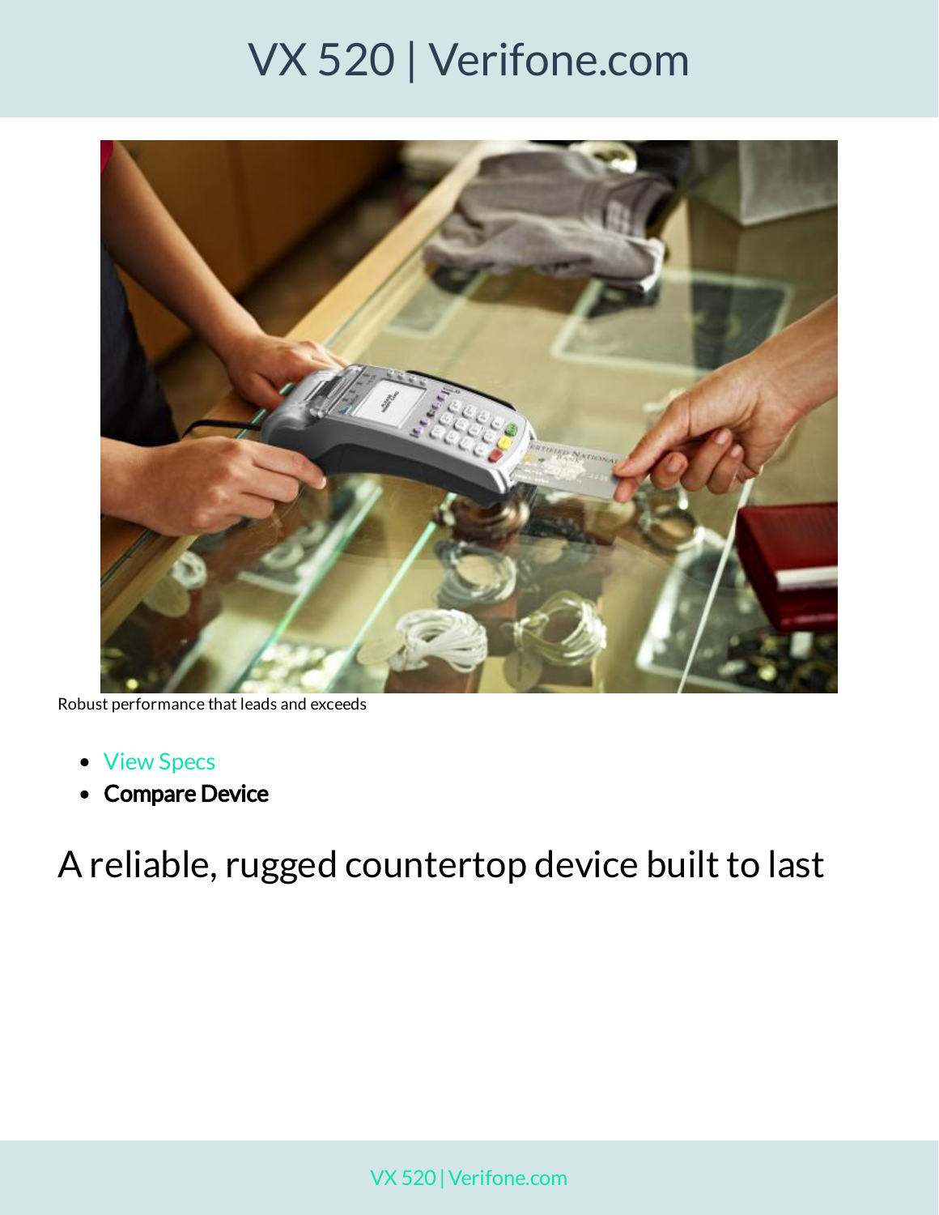Robust performance that leads and exceeds

- View Specs
- **Compare Device**

# A reliable, rugged countertop device built to last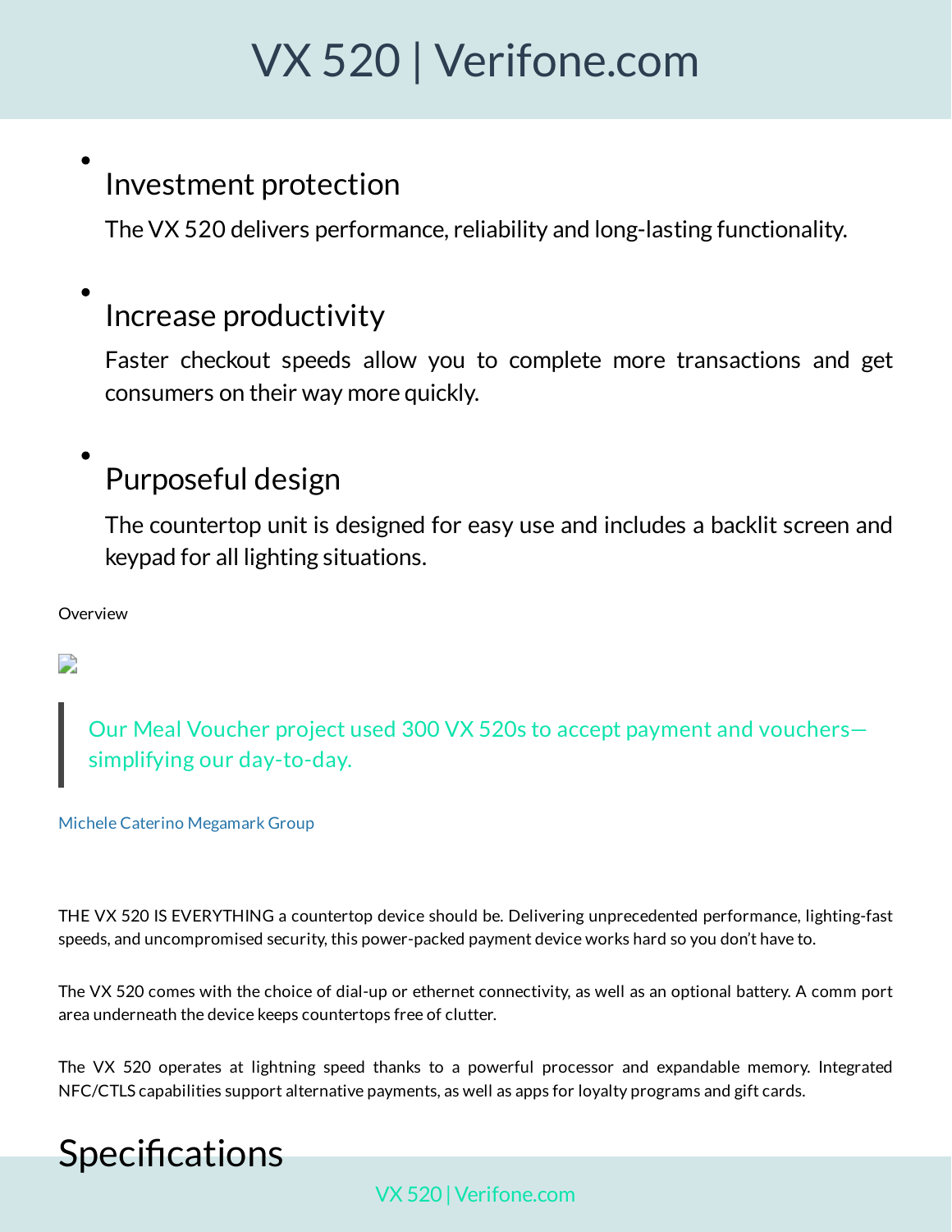- ### Investment protection

  The VX 520 delivers performance, reliability and long-lasting functionality.

- ### Increase productivity

  Faster checkout speeds allow you to complete more transactions and get consumers on their way more quickly.

- ### Purposeful design

  The countertop unit is designed for easy use and includes a backlit screen and keypad for all lighting situations.

Overview

> Our Meal Voucher project used 300 VX 520s to accept payment and vouchers—simplifying our day-to-day.

Michele Caterino Megamark Group

THE VX 520 IS EVERYTHING a countertop device should be. Delivering unprecedented performance, lighting-fast speeds, and uncompromised security, this power-packed payment device works hard so you don't have to.

The VX 520 comes with the choice of dial-up or ethernet connectivity, as well as an optional battery. A comm port area underneath the device keeps countertops free of clutter.

The VX 520 operates at lightning speed thanks to a powerful processor and expandable memory. Integrated NFC/CTLS capabilities support alternative payments, as well as apps for loyalty programs and gift cards.

## Specifications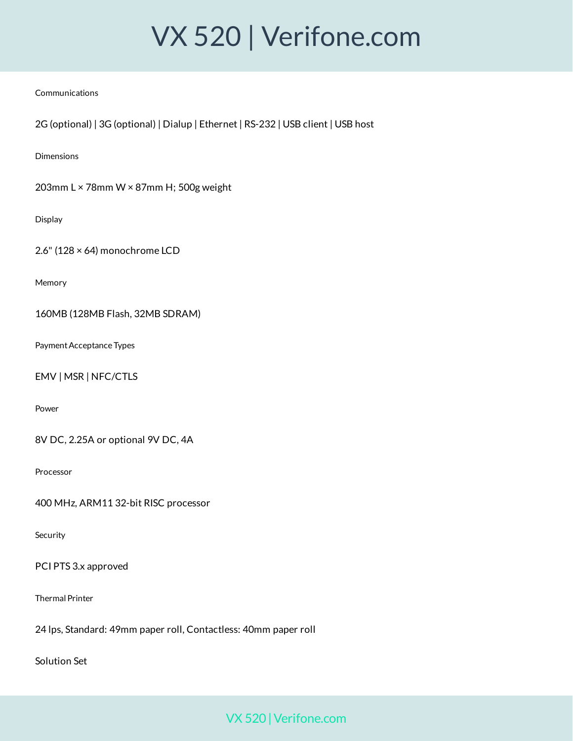Communications

2G (optional) | 3G (optional) | Dialup | Ethernet | RS-232 | USB client | USB host

Dimensions

203mm L × 78mm W × 87mm H; 500g weight

Display

2.6" (128 × 64) monochrome LCD

Memory

160MB (128MB Flash, 32MB SDRAM)

Payment Acceptance Types

EMV | MSR | NFC/CTLS

Power

8V DC, 2.25A or optional 9V DC, 4A

Processor

400 MHz, ARM11 32-bit RISC processor

Security

PCI PTS 3.x approved

Thermal Printer

24 lps, Standard: 49mm paper roll, Contactless: 40mm paper roll

Solution Set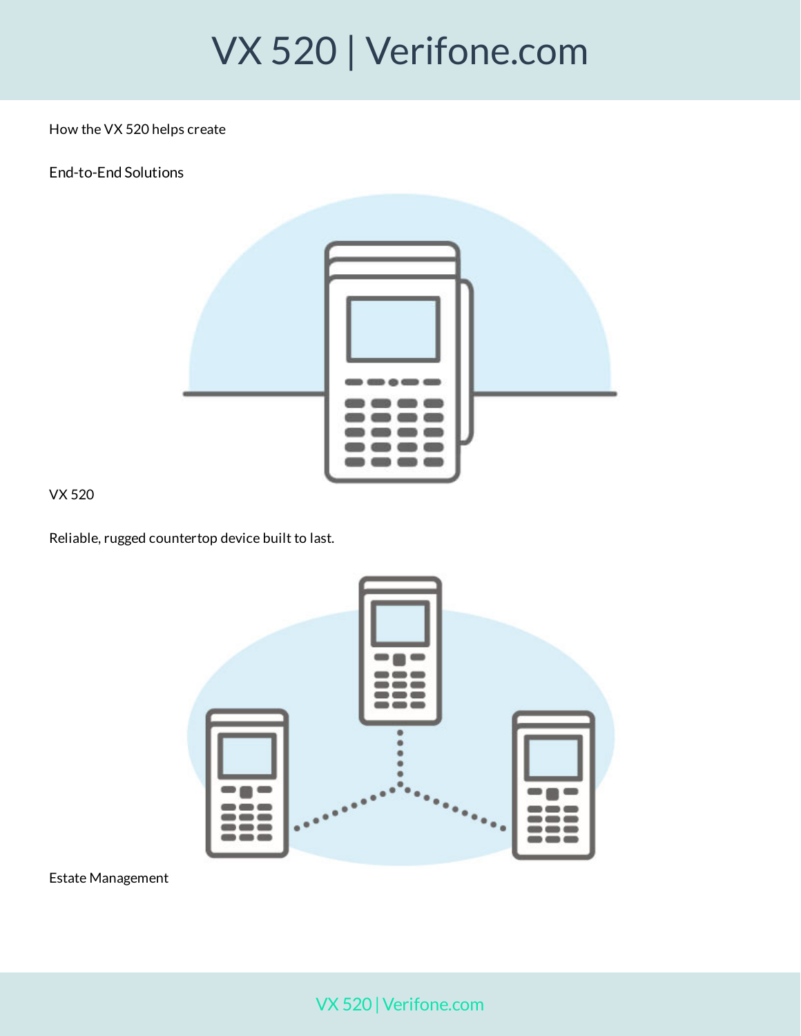How the VX 520 helps create

End-to-End Solutions

VX 520

Reliable, rugged countertop device built to last.

Estate Management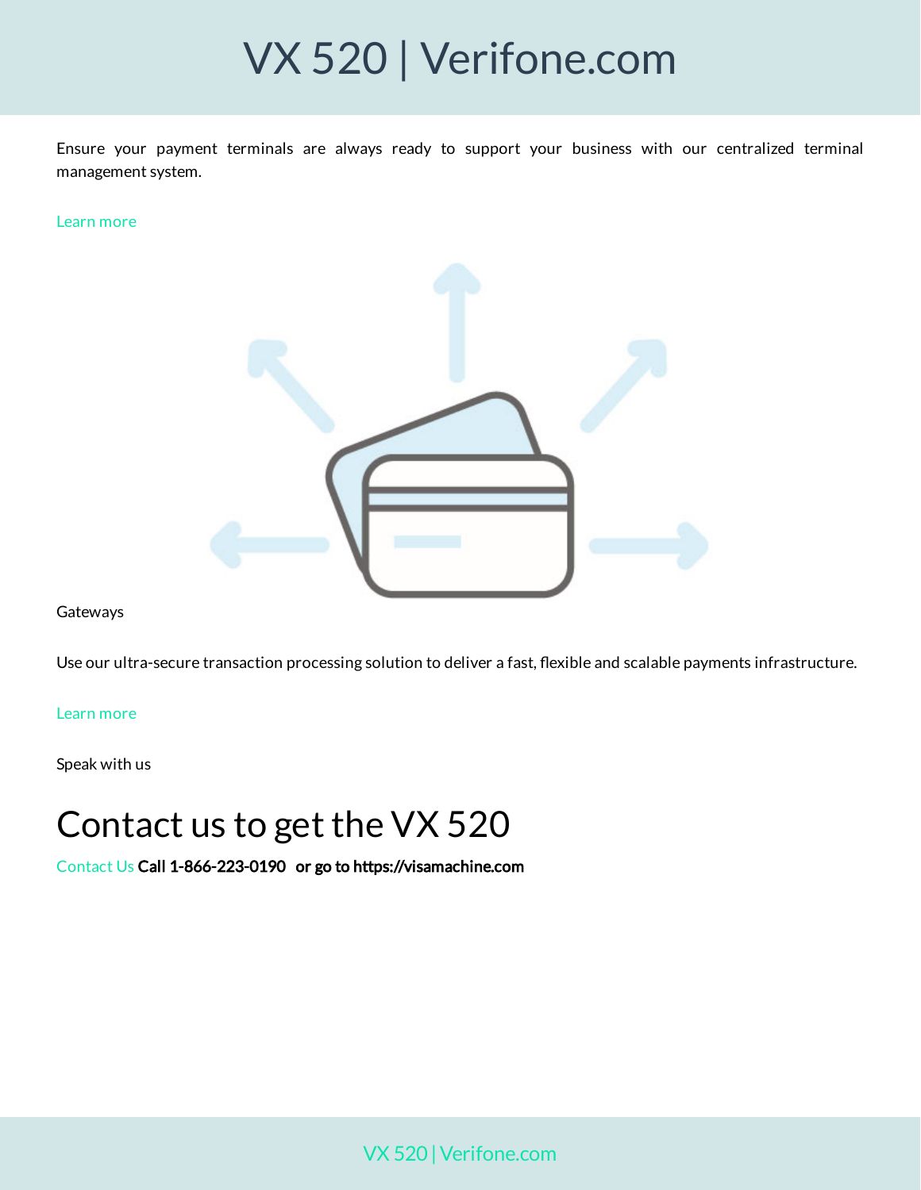Ensure your payment terminals are always ready to support your business with our centralized terminal management system.

Learn more

Gateways

Use our ultra-secure transaction processing solution to deliver a fast, flexible and scalable payments infrastructure.

Learn more

Speak with us

# Contact us to get the VX 520

Contact Us **Call 1-866-223-0190 or go to https://visamachine.com**